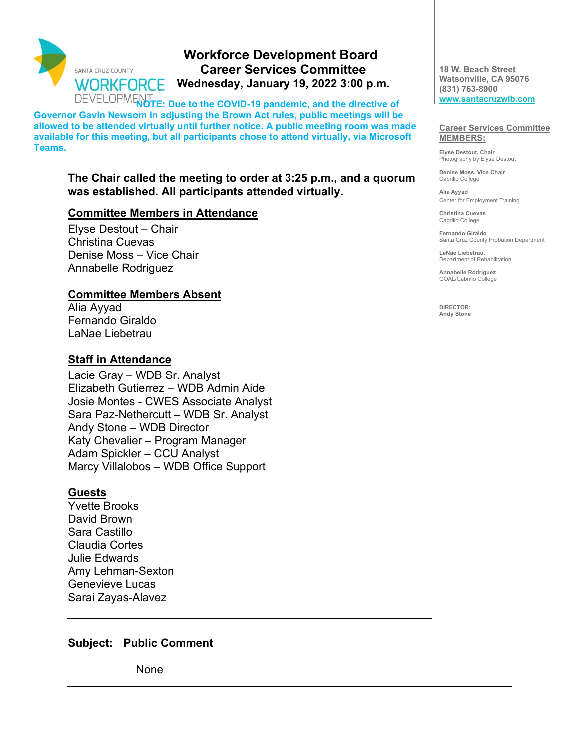SANTA CRUZ COUNTY
WORKFORCE
DEVELOPMENT

# Workforce Development Board
## Career Services Committee
### Wednesday, January 19, 2022 3:00 p.m.

**NOTE: Due to the COVID-19 pandemic, and the directive of Governor Gavin Newsom in adjusting the Brown Act rules, public meetings will be allowed to be attended virtually until further notice. A public meeting room was made available for this meeting, but all participants chose to attend virtually, via Microsoft Teams.**

**18 W. Beach Street**
**Watsonville, CA 95076**
**(831) 763-8900**
**www.santacruzwib.com**

**Career Services Committee MEMBERS:**

**Elyse Destout, Chair**
Photography by Elyse Destout

**Denise Moss, Vice Chair**
Cabrillo College

**Alia Ayyad**
Center for Employment Training

**Christina Cuevas**
Cabrillo College

**Fernando Giraldo**
Santa Cruz County Probation Department

**LeNae Liebetrau,**
Department of Rehabilitation

**Annabelle Rodriguez**
GOAL/Cabrillo College

**DIRECTOR:**
**Andy Stone**

**The Chair called the meeting to order at 3:25 p.m., and a quorum was established. All participants attended virtually.**

**Committee Members in Attendance**

Elyse Destout – Chair
Christina Cuevas
Denise Moss – Vice Chair
Annabelle Rodriguez

**Committee Members Absent**

Alia Ayyad
Fernando Giraldo
LaNae Liebetrau

**Staff in Attendance**

Lacie Gray – WDB Sr. Analyst
Elizabeth Gutierrez – WDB Admin Aide
Josie Montes - CWES Associate Analyst
Sara Paz-Nethercutt – WDB Sr. Analyst
Andy Stone – WDB Director
Katy Chevalier – Program Manager
Adam Spickler – CCU Analyst
Marcy Villalobos – WDB Office Support

**Guests**

Yvette Brooks
David Brown
Sara Castillo
Claudia Cortes
Julie Edwards
Amy Lehman-Sexton
Genevieve Lucas
Sarai Zayas-Alavez

---

**Subject: Public Comment**

None

---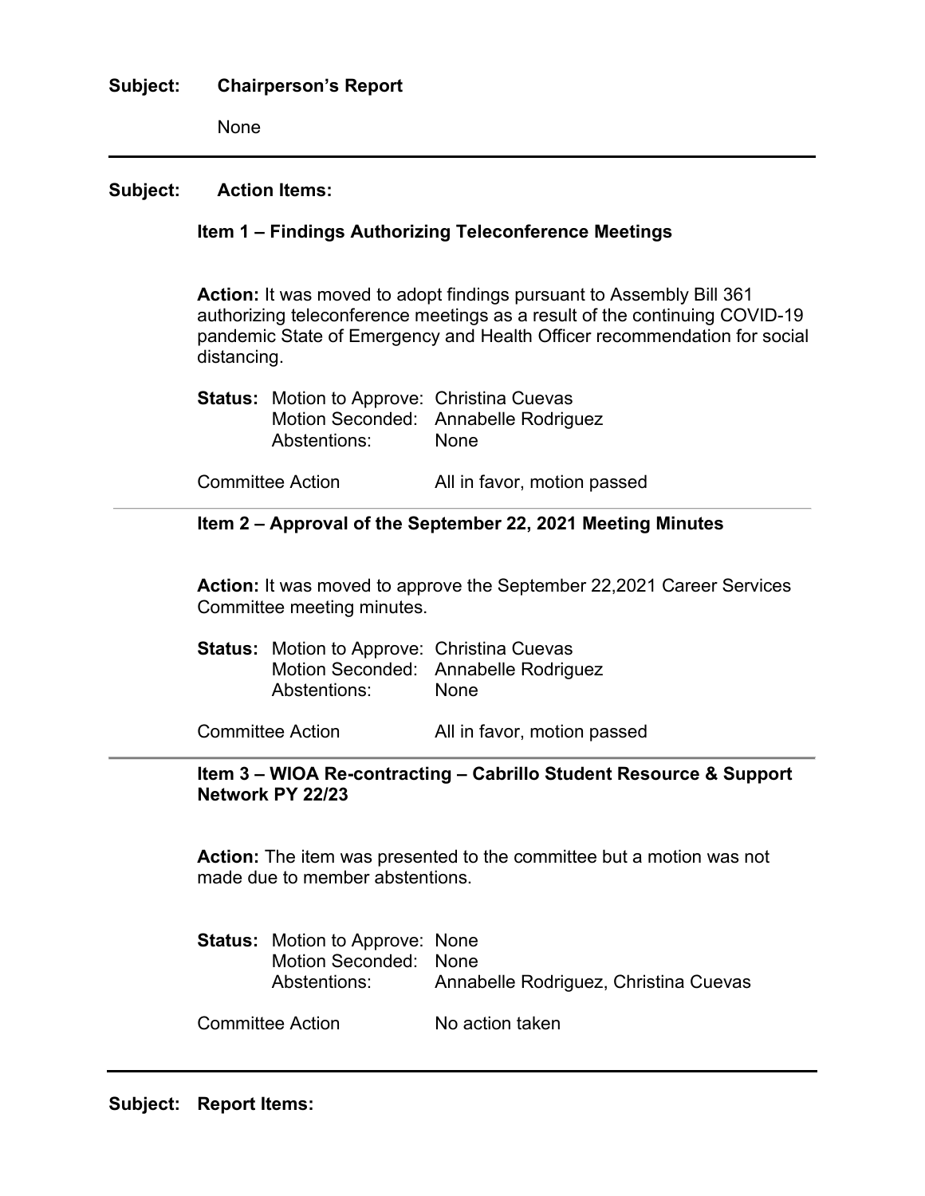**Subject: Chairperson's Report**

None

---

**Subject: Action Items:**

**Item 1 – Findings Authorizing Teleconference Meetings**

**Action:** It was moved to adopt findings pursuant to Assembly Bill 361 authorizing teleconference meetings as a result of the continuing COVID-19 pandemic State of Emergency and Health Officer recommendation for social distancing.

**Status:** Motion to Approve: Christina Cuevas
Motion Seconded: Annabelle Rodriguez
Abstentions: None

Committee Action: All in favor, motion passed

---

**Item 2 – Approval of the September 22, 2021 Meeting Minutes**

**Action:** It was moved to approve the September 22,2021 Career Services Committee meeting minutes.

**Status:** Motion to Approve: Christina Cuevas
Motion Seconded: Annabelle Rodriguez
Abstentions: None

Committee Action: All in favor, motion passed

---

**Item 3 – WIOA Re-contracting – Cabrillo Student Resource & Support Network PY 22/23**

**Action:** The item was presented to the committee but a motion was not made due to member abstentions.

**Status:** Motion to Approve: None
Motion Seconded: None
Abstentions: Annabelle Rodriguez, Christina Cuevas

Committee Action: No action taken

---

**Subject: Report Items:**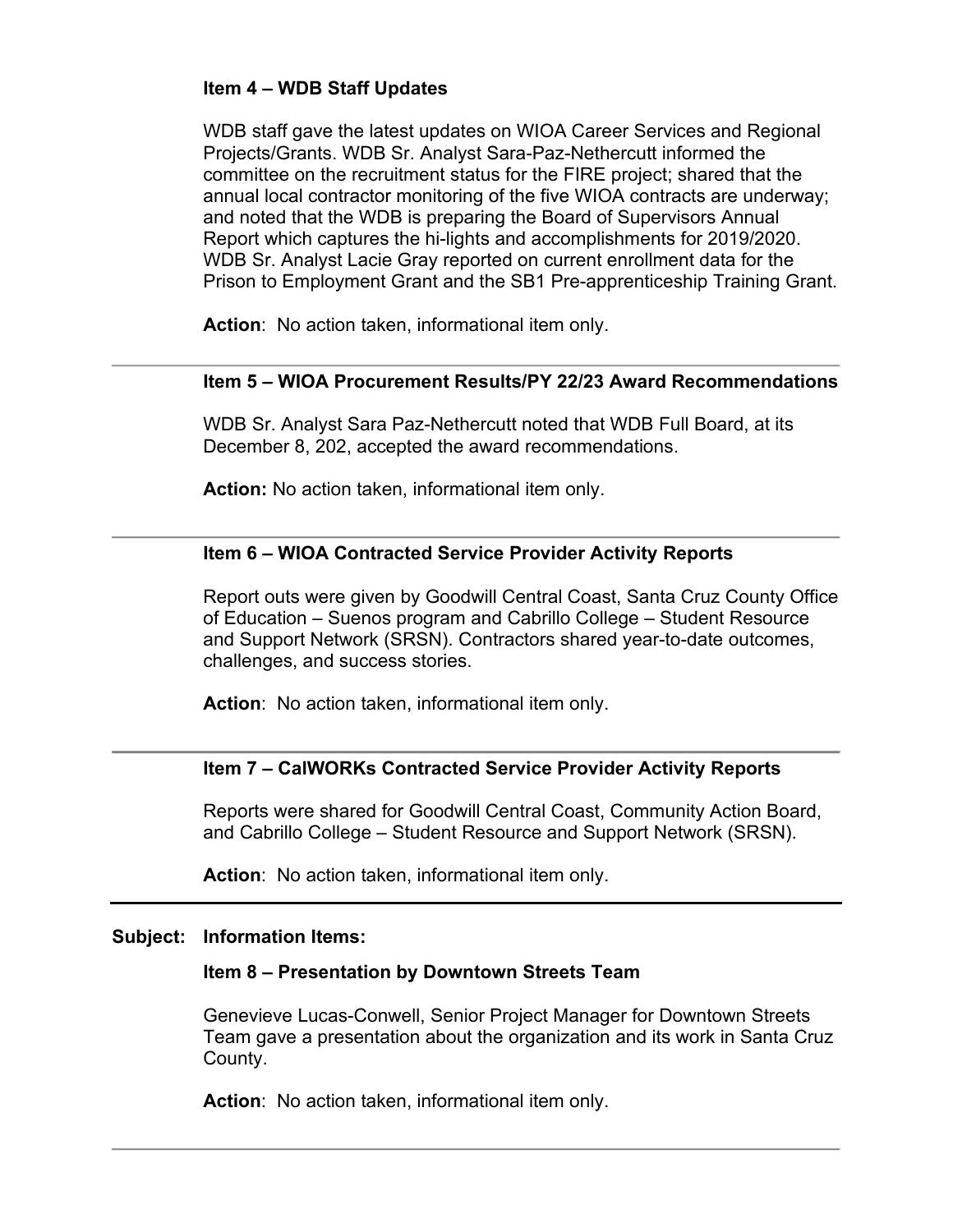### Item 4 – WDB Staff Updates

WDB staff gave the latest updates on WIOA Career Services and Regional Projects/Grants. WDB Sr. Analyst Sara-Paz-Nethercutt informed the committee on the recruitment status for the FIRE project; shared that the annual local contractor monitoring of the five WIOA contracts are underway; and noted that the WDB is preparing the Board of Supervisors Annual Report which captures the hi-lights and accomplishments for 2019/2020. WDB Sr. Analyst Lacie Gray reported on current enrollment data for the Prison to Employment Grant and the SB1 Pre-apprenticeship Training Grant.

**Action**: No action taken, informational item only.

---

### Item 5 – WIOA Procurement Results/PY 22/23 Award Recommendations

WDB Sr. Analyst Sara Paz-Nethercutt noted that WDB Full Board, at its December 8, 202, accepted the award recommendations.

**Action:** No action taken, informational item only.

---

### Item 6 – WIOA Contracted Service Provider Activity Reports

Report outs were given by Goodwill Central Coast, Santa Cruz County Office of Education – Suenos program and Cabrillo College – Student Resource and Support Network (SRSN). Contractors shared year-to-date outcomes, challenges, and success stories.

**Action**: No action taken, informational item only.

---

### Item 7 – CalWORKs Contracted Service Provider Activity Reports

Reports were shared for Goodwill Central Coast, Community Action Board, and Cabrillo College – Student Resource and Support Network (SRSN).

**Action**: No action taken, informational item only.

---

**Subject: Information Items:**

### Item 8 – Presentation by Downtown Streets Team

Genevieve Lucas-Conwell, Senior Project Manager for Downtown Streets Team gave a presentation about the organization and its work in Santa Cruz County.

**Action**: No action taken, informational item only.

---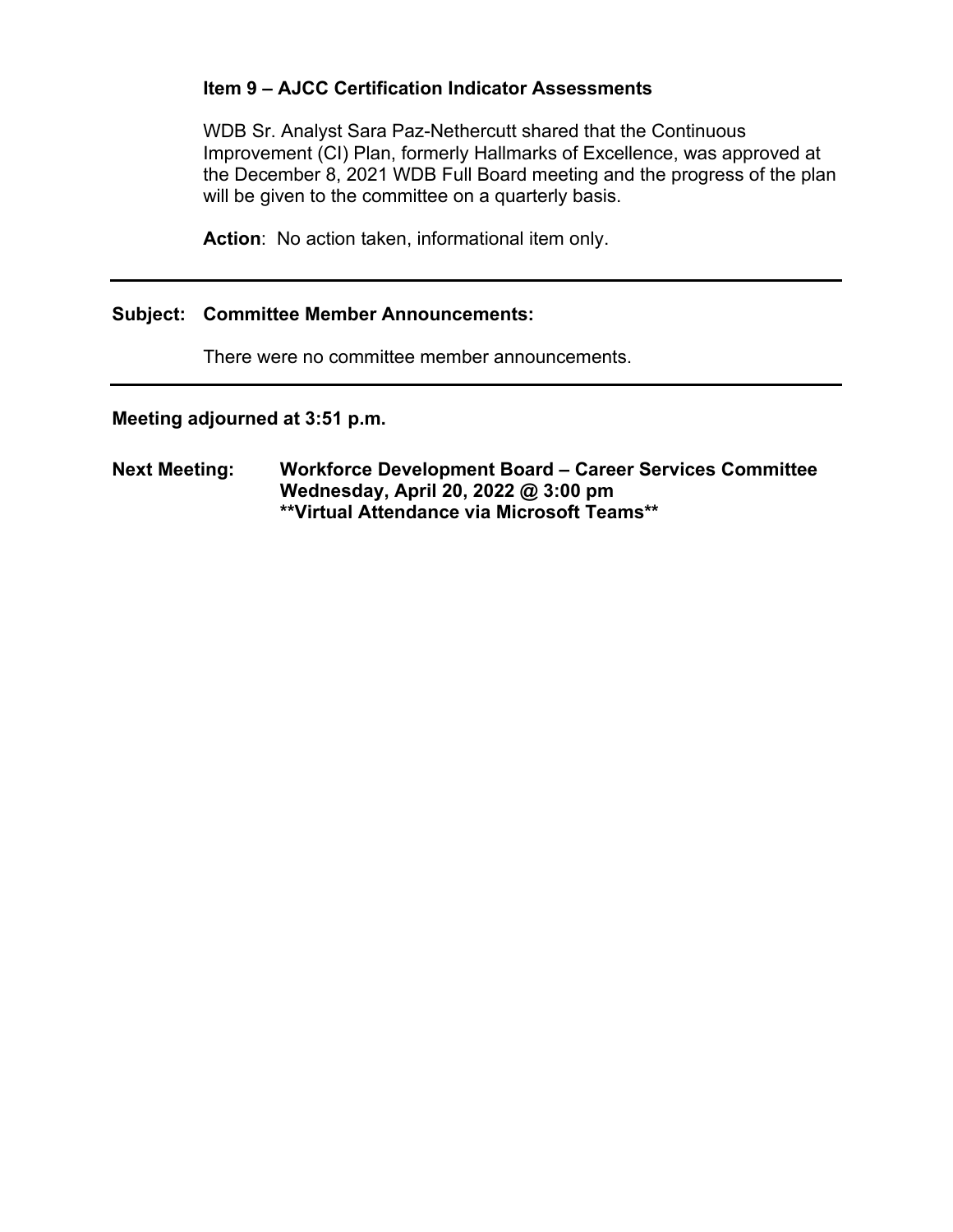**Item 9 – AJCC Certification Indicator Assessments**

WDB Sr. Analyst Sara Paz-Nethercutt shared that the Continuous Improvement (CI) Plan, formerly Hallmarks of Excellence, was approved at the December 8, 2021 WDB Full Board meeting and the progress of the plan will be given to the committee on a quarterly basis.

**Action**: No action taken, informational item only.

---

**Subject: Committee Member Announcements:**

There were no committee member announcements.

---

**Meeting adjourned at 3:51 p.m.**

**Next Meeting: Workforce Development Board – Career Services Committee**
**Wednesday, April 20, 2022 @ 3:00 pm**
****Virtual Attendance via Microsoft Teams****